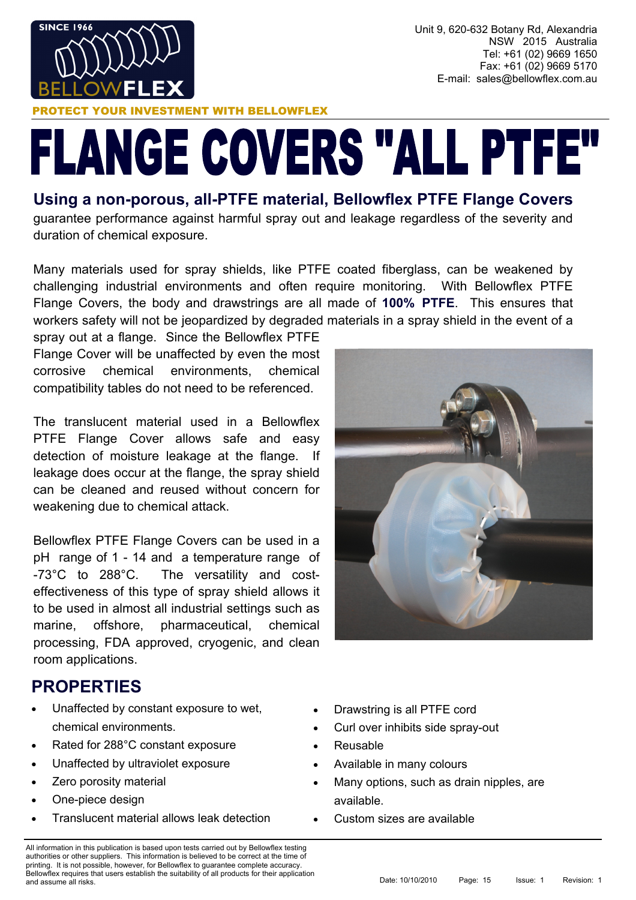Unit 9, 620-632 Botany Rd, Alexandria
NSW 2015 Australia
Tel: +61 (02) 9669 1650
Fax: +61 (02) 9669 5170
E-mail: sales@bellowflex.com.au

**PROTECT YOUR INVESTMENT WITH BELLOWFLEX**

# FLANGE COVERS "ALL PTFE"

## Using a non-porous, all-PTFE material, Bellowflex PTFE Flange Covers

guarantee performance against harmful spray out and leakage regardless of the severity and duration of chemical exposure.

Many materials used for spray shields, like PTFE coated fiberglass, can be weakened by challenging industrial environments and often require monitoring. With Bellowflex PTFE Flange Covers, the body and drawstrings are all made of **100% PTFE**. This ensures that workers safety will not be jeopardized by degraded materials in a spray shield in the event of a spray out at a flange. Since the Bellowflex PTFE Flange Cover will be unaffected by even the most corrosive chemical environments, chemical compatibility tables do not need to be referenced.

The translucent material used in a Bellowflex PTFE Flange Cover allows safe and easy detection of moisture leakage at the flange. If leakage does occur at the flange, the spray shield can be cleaned and reused without concern for weakening due to chemical attack.

Bellowflex PTFE Flange Covers can be used in a pH range of 1 - 14 and a temperature range of -73°C to 288°C. The versatility and cost-effectiveness of this type of spray shield allows it to be used in almost all industrial settings such as marine, offshore, pharmaceutical, chemical processing, FDA approved, cryogenic, and clean room applications.

## PROPERTIES

- Unaffected by constant exposure to wet, chemical environments.
- Rated for 288°C constant exposure
- Unaffected by ultraviolet exposure
- Zero porosity material
- One-piece design
- Translucent material allows leak detection
- Drawstring is all PTFE cord
- Curl over inhibits side spray-out
- Reusable
- Available in many colours
- Many options, such as drain nipples, are available.
- Custom sizes are available

All information in this publication is based upon tests carried out by Bellowflex testing authorities or other suppliers. This information is believed to be correct at the time of printing. It is not possible, however, for Bellowflex to guarantee complete accuracy. Bellowflex requires that users establish the suitability of all products for their application and assume all risks.

Date: 10/10/2010 Issue: 1 Revision: 1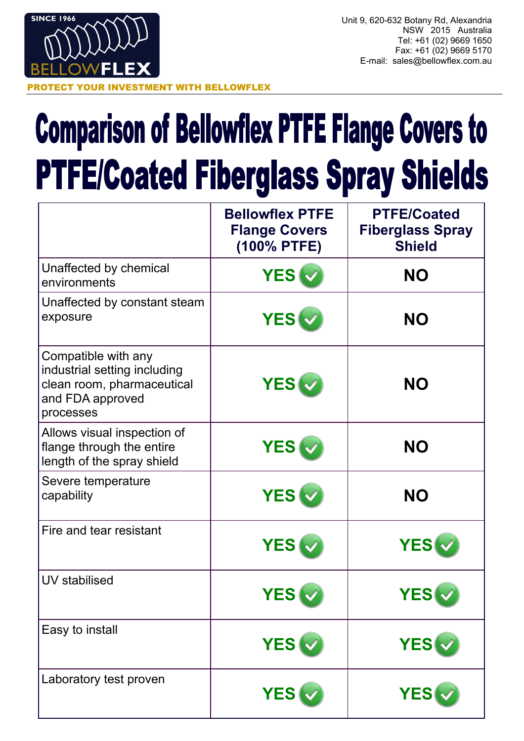BELLOWFLEX

SINCE 1966

PROTECT YOUR INVESTMENT WITH BELLOWFLEX

Unit 9, 620-632 Botany Rd, Alexandria
NSW 2015 Australia
Tel: +61 (02) 9669 1650
Fax: +61 (02) 9669 5170
E-mail: sales@bellowflex.com.au

# Comparison of Bellowflex PTFE Flange Covers to PTFE/Coated Fiberglass Spray Shields

| | Bellowflex PTFE Flange Covers (100% PTFE) | PTFE/Coated Fiberglass Spray Shield |
|---|---|---|
| Unaffected by chemical environments | YES ✓ | NO |
| Unaffected by constant steam exposure | YES ✓ | NO |
| Compatible with any industrial setting including clean room, pharmaceutical and FDA approved processes | YES ✓ | NO |
| Allows visual inspection of flange through the entire length of the spray shield | YES ✓ | NO |
| Severe temperature capability | YES ✓ | NO |
| Fire and tear resistant | YES ✓ | YES ✓ |
| UV stabilised | YES ✓ | YES ✓ |
| Easy to install | YES ✓ | YES ✓ |
| Laboratory test proven | YES ✓ | YES ✓ |